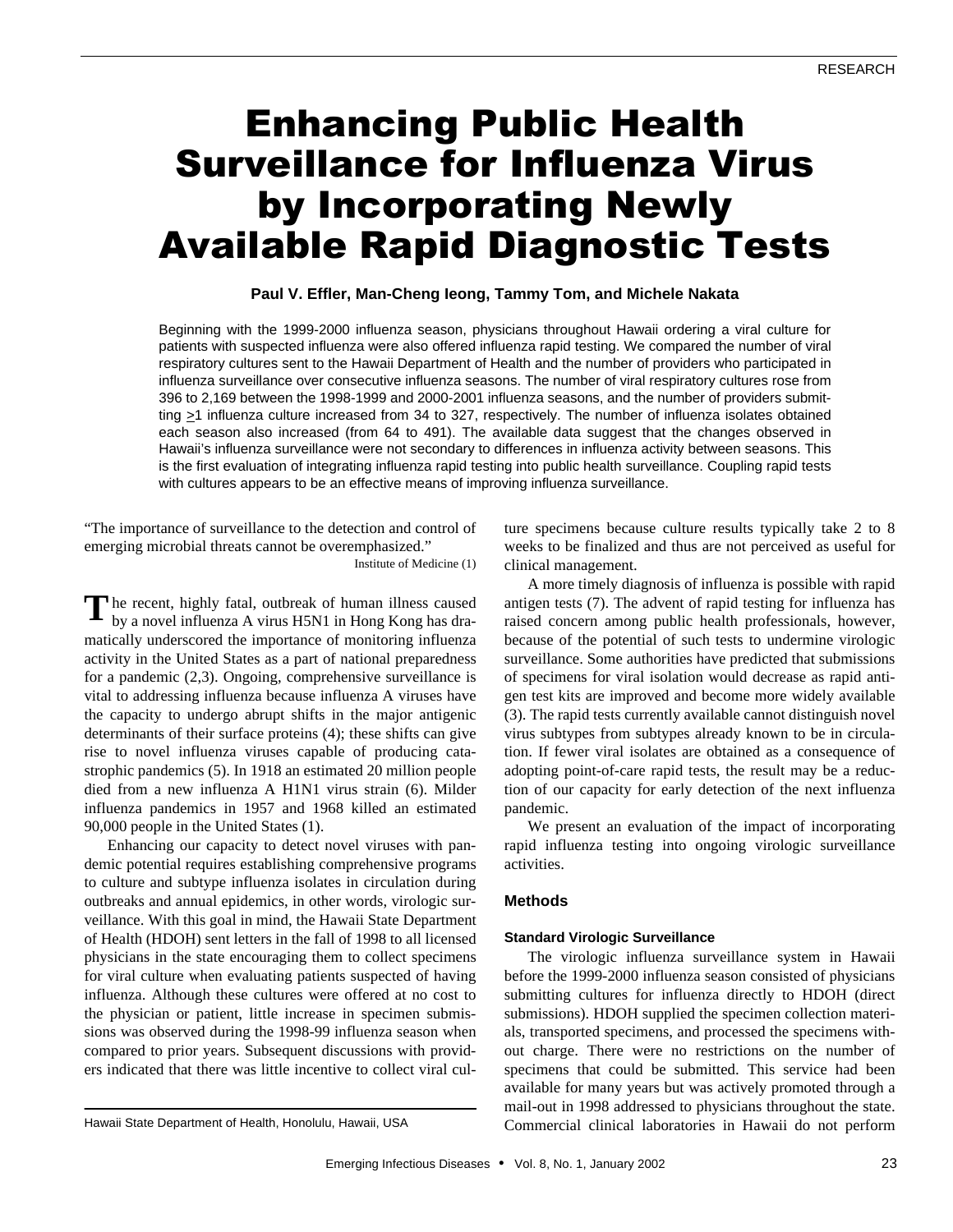# Enhancing Public Health Surveillance for Influenza Virus by Incorporating Newly Available Rapid Diagnostic Tests

**Paul V. Effler, Man-Cheng Ieong, Tammy Tom, and Michele Nakata**

Beginning with the 1999-2000 influenza season, physicians throughout Hawaii ordering a viral culture for patients with suspected influenza were also offered influenza rapid testing. We compared the number of viral respiratory cultures sent to the Hawaii Department of Health and the number of providers who participated in influenza surveillance over consecutive influenza seasons. The number of viral respiratory cultures rose from 396 to 2,169 between the 1998-1999 and 2000-2001 influenza seasons, and the number of providers submitting ≥1 influenza culture increased from 34 to 327, respectively. The number of influenza isolates obtained each season also increased (from 64 to 491). The available data suggest that the changes observed in Hawaii's influenza surveillance were not secondary to differences in influenza activity between seasons. This is the first evaluation of integrating influenza rapid testing into public health surveillance. Coupling rapid tests with cultures appears to be an effective means of improving influenza surveillance.

"The importance of surveillance to the detection and control of emerging microbial threats cannot be overemphasized."

Institute of Medicine (1)

The recent, highly fatal, outbreak of human illness caused by a novel influenza A virus H5N1 in Hong Kong has dramatically underscored the importance of monitoring influenza activity in the United States as a part of national preparedness for a pandemic (2,3). Ongoing, comprehensive surveillance is vital to addressing influenza because influenza A viruses have the capacity to undergo abrupt shifts in the major antigenic determinants of their surface proteins (4); these shifts can give rise to novel influenza viruses capable of producing catastrophic pandemics (5). In 1918 an estimated 20 million people died from a new influenza A H1N1 virus strain (6). Milder influenza pandemics in 1957 and 1968 killed an estimated 90,000 people in the United States (1).

Enhancing our capacity to detect novel viruses with pandemic potential requires establishing comprehensive programs to culture and subtype influenza isolates in circulation during outbreaks and annual epidemics, in other words, virologic surveillance. With this goal in mind, the Hawaii State Department of Health (HDOH) sent letters in the fall of 1998 to all licensed physicians in the state encouraging them to collect specimens for viral culture when evaluating patients suspected of having influenza. Although these cultures were offered at no cost to the physician or patient, little increase in specimen submissions was observed during the 1998-99 influenza season when compared to prior years. Subsequent discussions with providers indicated that there was little incentive to collect viral culture specimens because culture results typically take 2 to 8 weeks to be finalized and thus are not perceived as useful for clinical management.

A more timely diagnosis of influenza is possible with rapid antigen tests (7). The advent of rapid testing for influenza has raised concern among public health professionals, however, because of the potential of such tests to undermine virologic surveillance. Some authorities have predicted that submissions of specimens for viral isolation would decrease as rapid antigen test kits are improved and become more widely available (3). The rapid tests currently available cannot distinguish novel virus subtypes from subtypes already known to be in circulation. If fewer viral isolates are obtained as a consequence of adopting point-of-care rapid tests, the result may be a reduction of our capacity for early detection of the next influenza pandemic.

We present an evaluation of the impact of incorporating rapid influenza testing into ongoing virologic surveillance activities.

## Methods

### Standard Virologic Surveillance

The virologic influenza surveillance system in Hawaii before the 1999-2000 influenza season consisted of physicians submitting cultures for influenza directly to HDOH (direct submissions). HDOH supplied the specimen collection materials, transported specimens, and processed the specimens without charge. There were no restrictions on the number of specimens that could be submitted. This service had been available for many years but was actively promoted through a mail-out in 1998 addressed to physicians throughout the state. Commercial clinical laboratories in Hawaii do not perform

Hawaii State Department of Health, Honolulu, Hawaii, USA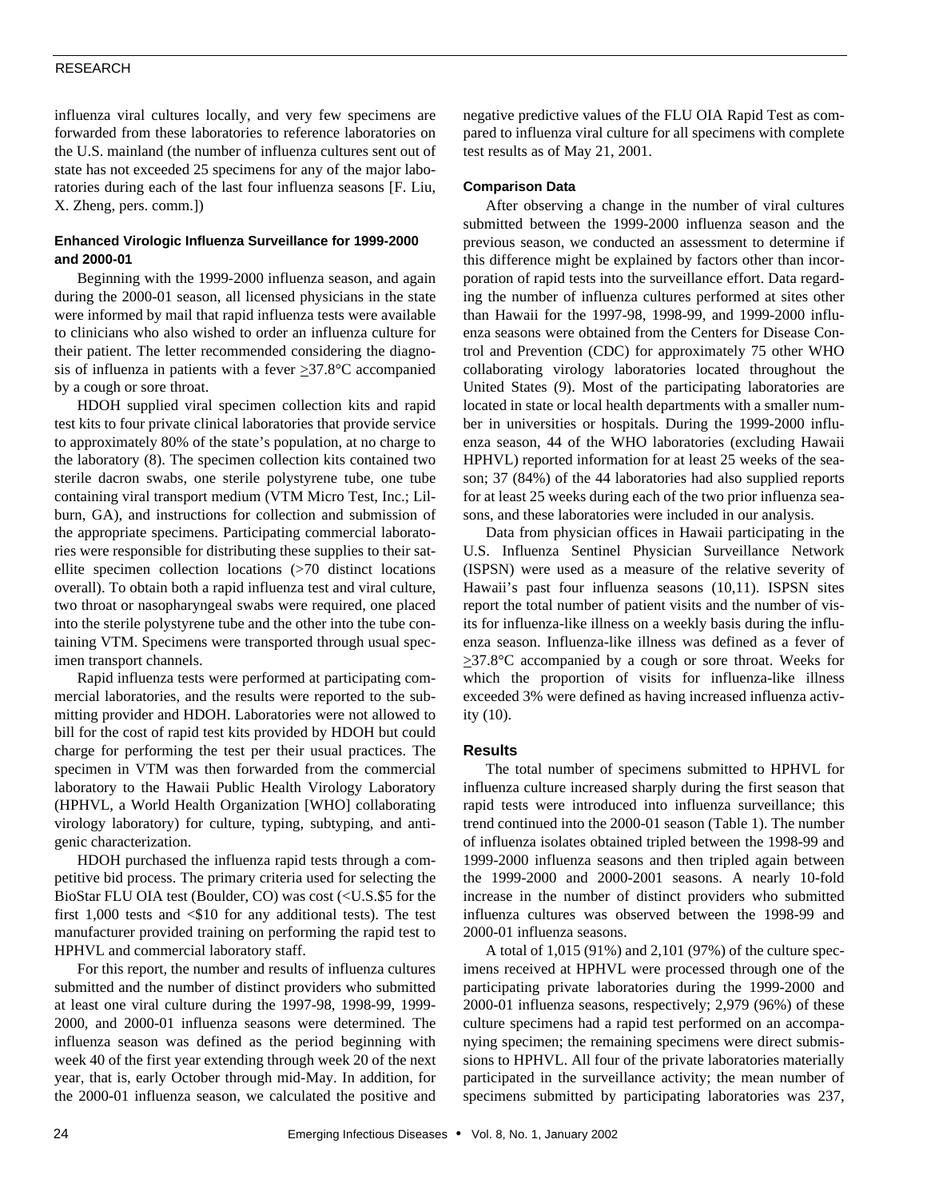influenza viral cultures locally, and very few specimens are forwarded from these laboratories to reference laboratories on the U.S. mainland (the number of influenza cultures sent out of state has not exceeded 25 specimens for any of the major laboratories during each of the last four influenza seasons [F. Liu, X. Zheng, pers. comm.])

### Enhanced Virologic Influenza Surveillance for 1999-2000 and 2000-01

Beginning with the 1999-2000 influenza season, and again during the 2000-01 season, all licensed physicians in the state were informed by mail that rapid influenza tests were available to clinicians who also wished to order an influenza culture for their patient. The letter recommended considering the diagnosis of influenza in patients with a fever $\geq$37.8°C accompanied by a cough or sore throat.

HDOH supplied viral specimen collection kits and rapid test kits to four private clinical laboratories that provide service to approximately 80% of the state's population, at no charge to the laboratory (8). The specimen collection kits contained two sterile dacron swabs, one sterile polystyrene tube, one tube containing viral transport medium (VTM Micro Test, Inc.; Lilburn, GA), and instructions for collection and submission of the appropriate specimens. Participating commercial laboratories were responsible for distributing these supplies to their satellite specimen collection locations (>70 distinct locations overall). To obtain both a rapid influenza test and viral culture, two throat or nasopharyngeal swabs were required, one placed into the sterile polystyrene tube and the other into the tube containing VTM. Specimens were transported through usual specimen transport channels.

Rapid influenza tests were performed at participating commercial laboratories, and the results were reported to the submitting provider and HDOH. Laboratories were not allowed to bill for the cost of rapid test kits provided by HDOH but could charge for performing the test per their usual practices. The specimen in VTM was then forwarded from the commercial laboratory to the Hawaii Public Health Virology Laboratory (HPHVL, a World Health Organization [WHO] collaborating virology laboratory) for culture, typing, subtyping, and antigenic characterization.

HDOH purchased the influenza rapid tests through a competitive bid process. The primary criteria used for selecting the BioStar FLU OIA test (Boulder, CO) was cost (<U.S.$5 for the first 1,000 tests and <$10 for any additional tests). The test manufacturer provided training on performing the rapid test to HPHVL and commercial laboratory staff.

For this report, the number and results of influenza cultures submitted and the number of distinct providers who submitted at least one viral culture during the 1997-98, 1998-99, 1999-2000, and 2000-01 influenza seasons were determined. The influenza season was defined as the period beginning with week 40 of the first year extending through week 20 of the next year, that is, early October through mid-May. In addition, for the 2000-01 influenza season, we calculated the positive and negative predictive values of the FLU OIA Rapid Test as compared to influenza viral culture for all specimens with complete test results as of May 21, 2001.

### Comparison Data

After observing a change in the number of viral cultures submitted between the 1999-2000 influenza season and the previous season, we conducted an assessment to determine if this difference might be explained by factors other than incorporation of rapid tests into the surveillance effort. Data regarding the number of influenza cultures performed at sites other than Hawaii for the 1997-98, 1998-99, and 1999-2000 influenza seasons were obtained from the Centers for Disease Control and Prevention (CDC) for approximately 75 other WHO collaborating virology laboratories located throughout the United States (9). Most of the participating laboratories are located in state or local health departments with a smaller number in universities or hospitals. During the 1999-2000 influenza season, 44 of the WHO laboratories (excluding Hawaii HPHVL) reported information for at least 25 weeks of the season; 37 (84%) of the 44 laboratories had also supplied reports for at least 25 weeks during each of the two prior influenza seasons, and these laboratories were included in our analysis.

Data from physician offices in Hawaii participating in the U.S. Influenza Sentinel Physician Surveillance Network (ISPSN) were used as a measure of the relative severity of Hawaii's past four influenza seasons (10,11). ISPSN sites report the total number of patient visits and the number of visits for influenza-like illness on a weekly basis during the influenza season. Influenza-like illness was defined as a fever of $\geq$37.8°C accompanied by a cough or sore throat. Weeks for which the proportion of visits for influenza-like illness exceeded 3% were defined as having increased influenza activity (10).

## Results

The total number of specimens submitted to HPHVL for influenza culture increased sharply during the first season that rapid tests were introduced into influenza surveillance; this trend continued into the 2000-01 season (Table 1). The number of influenza isolates obtained tripled between the 1998-99 and 1999-2000 influenza seasons and then tripled again between the 1999-2000 and 2000-2001 seasons. A nearly 10-fold increase in the number of distinct providers who submitted influenza cultures was observed between the 1998-99 and 2000-01 influenza seasons.

A total of 1,015 (91%) and 2,101 (97%) of the culture specimens received at HPHVL were processed through one of the participating private laboratories during the 1999-2000 and 2000-01 influenza seasons, respectively; 2,979 (96%) of these culture specimens had a rapid test performed on an accompanying specimen; the remaining specimens were direct submissions to HPHVL. All four of the private laboratories materially participated in the surveillance activity; the mean number of specimens submitted by participating laboratories was 237,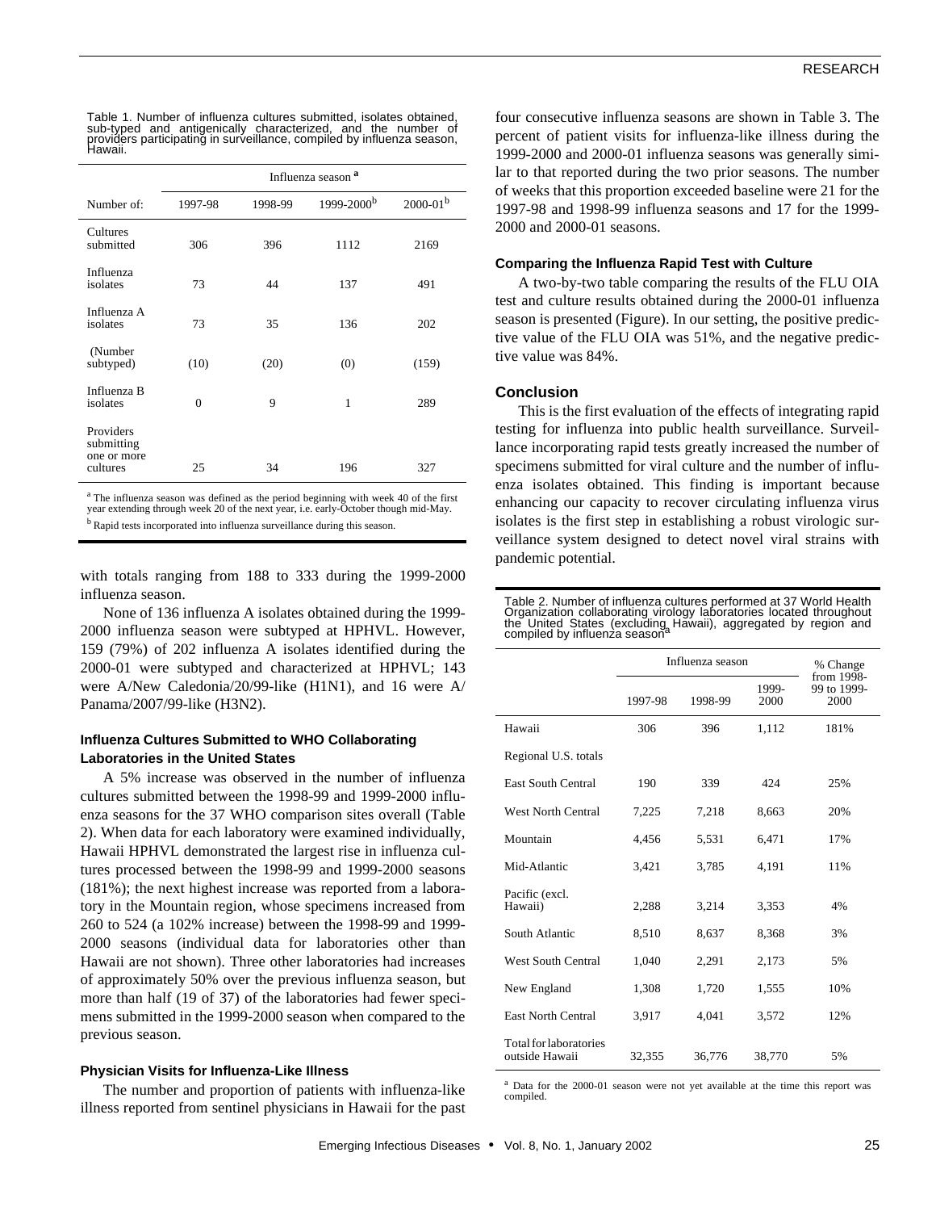Table 1. Number of influenza cultures submitted, isolates obtained, sub-typed and antigenically characterized, and the number of providers participating in surveillance, compiled by influenza season, Hawaii.

| | Influenza season [a] | | | |
|---|---|---|---|---|
| Number of: | 1997-98 | 1998-99 | 1999-2000[b] | 2000-01[b] |
| Cultures submitted | 306 | 396 | 1112 | 2169 |
| Influenza isolates | 73 | 44 | 137 | 491 |
| Influenza A isolates | 73 | 35 | 136 | 202 |
| (Number subtyped) | (10) | (20) | (0) | (159) |
| Influenza B isolates | 0 | 9 | 1 | 289 |
| Providers submitting one or more cultures | 25 | 34 | 196 | 327 |

[a] The influenza season was defined as the period beginning with week 40 of the first year extending through week 20 of the next year, i.e. early-October though mid-May.

[b] Rapid tests incorporated into influenza surveillance during this season.

with totals ranging from 188 to 333 during the 1999-2000 influenza season.

None of 136 influenza A isolates obtained during the 1999-2000 influenza season were subtyped at HPHVL. However, 159 (79%) of 202 influenza A isolates identified during the 2000-01 were subtyped and characterized at HPHVL; 143 were A/New Caledonia/20/99-like (H1N1), and 16 were A/Panama/2007/99-like (H3N2).

### Influenza Cultures Submitted to WHO Collaborating Laboratories in the United States

A 5% increase was observed in the number of influenza cultures submitted between the 1998-99 and 1999-2000 influenza seasons for the 37 WHO comparison sites overall (Table 2). When data for each laboratory were examined individually, Hawaii HPHVL demonstrated the largest rise in influenza cultures processed between the 1998-99 and 1999-2000 seasons (181%); the next highest increase was reported from a laboratory in the Mountain region, whose specimens increased from 260 to 524 (a 102% increase) between the 1998-99 and 1999-2000 seasons (individual data for laboratories other than Hawaii are not shown). Three other laboratories had increases of approximately 50% over the previous influenza season, but more than half (19 of 37) of the laboratories had fewer specimens submitted in the 1999-2000 season when compared to the previous season.

### Physician Visits for Influenza-Like Illness

The number and proportion of patients with influenza-like illness reported from sentinel physicians in Hawaii for the past four consecutive influenza seasons are shown in Table 3. The percent of patient visits for influenza-like illness during the 1999-2000 and 2000-01 influenza seasons was generally similar to that reported during the two prior seasons. The number of weeks that this proportion exceeded baseline were 21 for the 1997-98 and 1998-99 influenza seasons and 17 for the 1999-2000 and 2000-01 seasons.

### Comparing the Influenza Rapid Test with Culture

A two-by-two table comparing the results of the FLU OIA test and culture results obtained during the 2000-01 influenza season is presented (Figure). In our setting, the positive predictive value of the FLU OIA was 51%, and the negative predictive value was 84%.

## Conclusion

This is the first evaluation of the effects of integrating rapid testing for influenza into public health surveillance. Surveillance incorporating rapid tests greatly increased the number of specimens submitted for viral culture and the number of influenza isolates obtained. This finding is important because enhancing our capacity to recover circulating influenza virus isolates is the first step in establishing a robust virologic surveillance system designed to detect novel viral strains with pandemic potential.

Table 2. Number of influenza cultures performed at 37 World Health Organization collaborating virology laboratories located throughout the United States (excluding Hawaii), aggregated by region and compiled by influenza season[a]

| | Influenza season | | | % Change from 1998-99 to 1999-2000 |
|---|---|---|---|---|
| | 1997-98 | 1998-99 | 1999-2000 | |
| Hawaii | 306 | 396 | 1,112 | 181% |
| Regional U.S. totals | | | | |
| East South Central | 190 | 339 | 424 | 25% |
| West North Central | 7,225 | 7,218 | 8,663 | 20% |
| Mountain | 4,456 | 5,531 | 6,471 | 17% |
| Mid-Atlantic | 3,421 | 3,785 | 4,191 | 11% |
| Pacific (excl. Hawaii) | 2,288 | 3,214 | 3,353 | 4% |
| South Atlantic | 8,510 | 8,637 | 8,368 | 3% |
| West South Central | 1,040 | 2,291 | 2,173 | 5% |
| New England | 1,308 | 1,720 | 1,555 | 10% |
| East North Central | 3,917 | 4,041 | 3,572 | 12% |
| Total for laboratories outside Hawaii | 32,355 | 36,776 | 38,770 | 5% |

[a] Data for the 2000-01 season were not yet available at the time this report was compiled.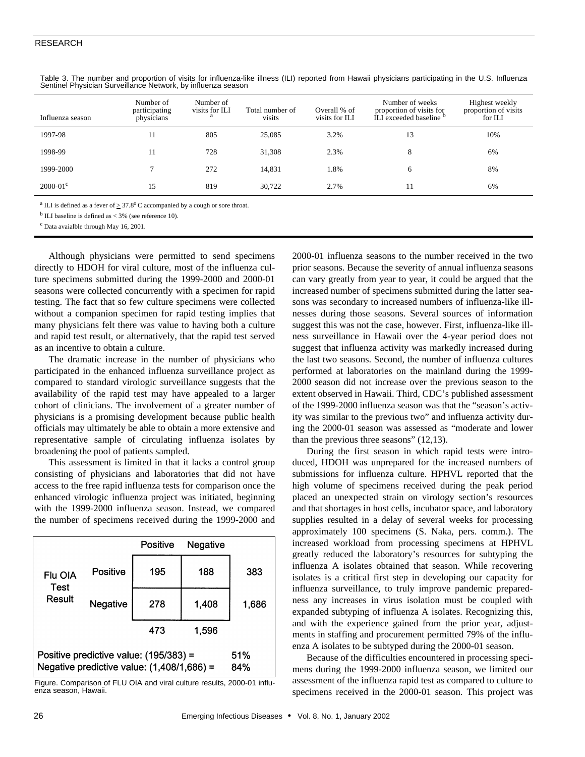Table 3. The number and proportion of visits for influenza-like illness (ILI) reported from Hawaii physicians participating in the U.S. Influenza Sentinel Physician Surveillance Network, by influenza season

| Influenza season | Number of participating physicians | Number of visits for ILI [a] | Total number of visits | Overall % of visits for ILI | Number of weeks proportion of visits for ILI exceeded baseline [b] | Highest weekly proportion of visits for ILI |
|---|---|---|---|---|---|---|
| 1997-98 | 11 | 805 | 25,085 | 3.2% | 13 | 10% |
| 1998-99 | 11 | 728 | 31,308 | 2.3% | 8 | 6% |
| 1999-2000 | 7 | 272 | 14,831 | 1.8% | 6 | 8% |
| 2000-01[c] | 15 | 819 | 30,722 | 2.7% | 11 | 6% |

[a] ILI is defined as a fever of $\geq$ 37.8° C accompanied by a cough or sore throat.

[b] ILI baseline is defined as < 3% (see reference 10).

[c] Data avaialble through May 16, 2001.

Although physicians were permitted to send specimens directly to HDOH for viral culture, most of the influenza culture specimens submitted during the 1999-2000 and 2000-01 seasons were collected concurrently with a specimen for rapid testing. The fact that so few culture specimens were collected without a companion specimen for rapid testing implies that many physicians felt there was value to having both a culture and rapid test result, or alternatively, that the rapid test served as an incentive to obtain a culture.

The dramatic increase in the number of physicians who participated in the enhanced influenza surveillance project as compared to standard virologic surveillance suggests that the availability of the rapid test may have appealed to a larger cohort of clinicians. The involvement of a greater number of physicians is a promising development because public health officials may ultimately be able to obtain a more extensive and representative sample of circulating influenza isolates by broadening the pool of patients sampled.

This assessment is limited in that it lacks a control group consisting of physicians and laboratories that did not have access to the free rapid influenza tests for comparison once the enhanced virologic influenza project was initiated, beginning with the 1999-2000 influenza season. Instead, we compared the number of specimens received during the 1999-2000 and 2000-01 influenza seasons to the number received in the two prior seasons. Because the severity of annual influenza seasons can vary greatly from year to year, it could be argued that the increased number of specimens submitted during the latter seasons was secondary to increased numbers of influenza-like illnesses during those seasons. Several sources of information suggest this was not the case, however. First, influenza-like illness surveillance in Hawaii over the 4-year period does not suggest that influenza activity was markedly increased during the last two seasons. Second, the number of influenza cultures performed at laboratories on the mainland during the 1999-2000 season did not increase over the previous season to the extent observed in Hawaii. Third, CDC's published assessment of the 1999-2000 influenza season was that the "season's activity was similar to the previous two" and influenza activity during the 2000-01 season was assessed as "moderate and lower than the previous three seasons" (12,13).

| Flu OIA Test Result | | Positive | Negative | |
|---|---|---|---|---|
| | Positive | 195 | 188 | 383 |
| | Negative | 278 | 1,408 | 1,686 |
| | | 473 | 1,596 | |

Positive predictive value: (195/383) = 51%
Negative predictive value: (1,408/1,686) = 84%

Figure. Comparison of FLU OIA and viral culture results, 2000-01 influenza season, Hawaii.

During the first season in which rapid tests were introduced, HDOH was unprepared for the increased numbers of submissions for influenza culture. HPHVL reported that the high volume of specimens received during the peak period placed an unexpected strain on virology section's resources and that shortages in host cells, incubator space, and laboratory supplies resulted in a delay of several weeks for processing approximately 100 specimens (S. Naka, pers. comm.). The increased workload from processing specimens at HPHVL greatly reduced the laboratory's resources for subtyping the influenza A isolates obtained that season. While recovering isolates is a critical first step in developing our capacity for influenza surveillance, to truly improve pandemic preparedness any increases in virus isolation must be coupled with expanded subtyping of influenza A isolates. Recognizing this, and with the experience gained from the prior year, adjustments in staffing and procurement permitted 79% of the influenza A isolates to be subtyped during the 2000-01 season.

Because of the difficulties encountered in processing specimens during the 1999-2000 influenza season, we limited our assessment of the influenza rapid test as compared to culture to specimens received in the 2000-01 season. This project was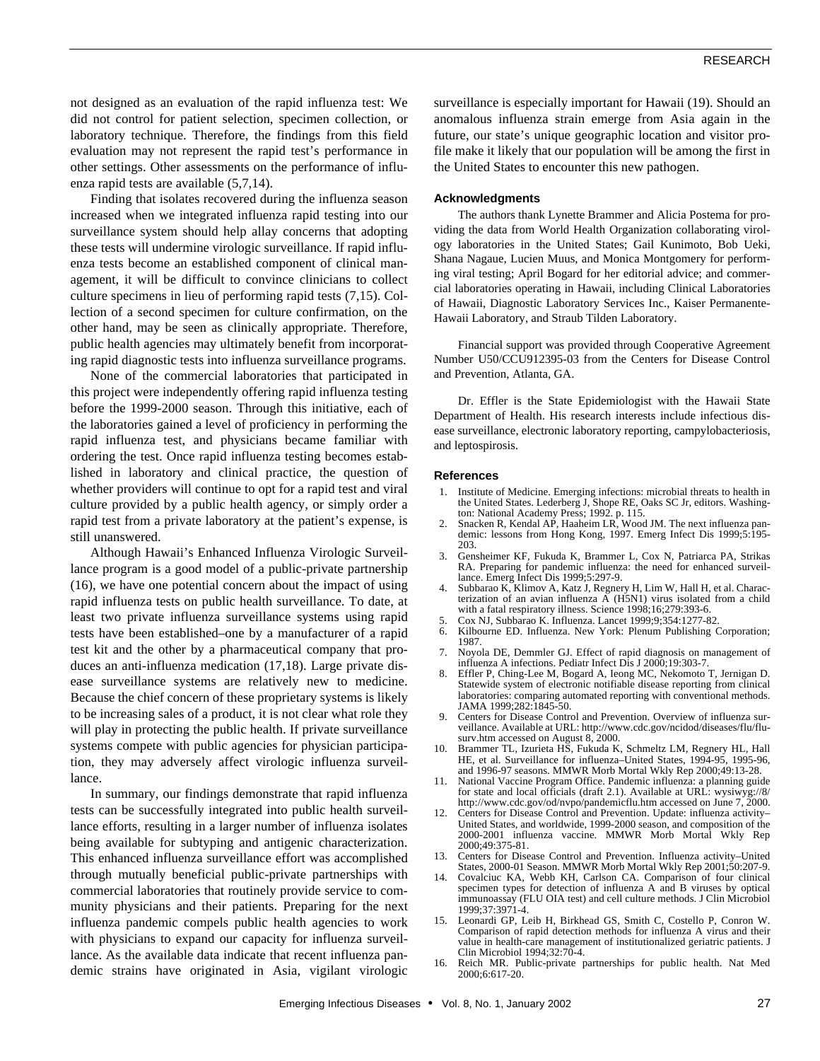not designed as an evaluation of the rapid influenza test: We did not control for patient selection, specimen collection, or laboratory technique. Therefore, the findings from this field evaluation may not represent the rapid test's performance in other settings. Other assessments on the performance of influenza rapid tests are available (5,7,14).

Finding that isolates recovered during the influenza season increased when we integrated influenza rapid testing into our surveillance system should help allay concerns that adopting these tests will undermine virologic surveillance. If rapid influenza tests become an established component of clinical management, it will be difficult to convince clinicians to collect culture specimens in lieu of performing rapid tests (7,15). Collection of a second specimen for culture confirmation, on the other hand, may be seen as clinically appropriate. Therefore, public health agencies may ultimately benefit from incorporating rapid diagnostic tests into influenza surveillance programs.

None of the commercial laboratories that participated in this project were independently offering rapid influenza testing before the 1999-2000 season. Through this initiative, each of the laboratories gained a level of proficiency in performing the rapid influenza test, and physicians became familiar with ordering the test. Once rapid influenza testing becomes established in laboratory and clinical practice, the question of whether providers will continue to opt for a rapid test and viral culture provided by a public health agency, or simply order a rapid test from a private laboratory at the patient's expense, is still unanswered.

Although Hawaii's Enhanced Influenza Virologic Surveillance program is a good model of a public-private partnership (16), we have one potential concern about the impact of using rapid influenza tests on public health surveillance. To date, at least two private influenza surveillance systems using rapid tests have been established–one by a manufacturer of a rapid test kit and the other by a pharmaceutical company that produces an anti-influenza medication (17,18). Large private disease surveillance systems are relatively new to medicine. Because the chief concern of these proprietary systems is likely to be increasing sales of a product, it is not clear what role they will play in protecting the public health. If private surveillance systems compete with public agencies for physician participation, they may adversely affect virologic influenza surveillance.

In summary, our findings demonstrate that rapid influenza tests can be successfully integrated into public health surveillance efforts, resulting in a larger number of influenza isolates being available for subtyping and antigenic characterization. This enhanced influenza surveillance effort was accomplished through mutually beneficial public-private partnerships with commercial laboratories that routinely provide service to community physicians and their patients. Preparing for the next influenza pandemic compels public health agencies to work with physicians to expand our capacity for influenza surveillance. As the available data indicate that recent influenza pandemic strains have originated in Asia, vigilant virologic surveillance is especially important for Hawaii (19). Should an anomalous influenza strain emerge from Asia again in the future, our state's unique geographic location and visitor profile make it likely that our population will be among the first in the United States to encounter this new pathogen.

## Acknowledgments

The authors thank Lynette Brammer and Alicia Postema for providing the data from World Health Organization collaborating virology laboratories in the United States; Gail Kunimoto, Bob Ueki, Shana Nagaue, Lucien Muus, and Monica Montgomery for performing viral testing; April Bogard for her editorial advice; and commercial laboratories operating in Hawaii, including Clinical Laboratories of Hawaii, Diagnostic Laboratory Services Inc., Kaiser Permanente-Hawaii Laboratory, and Straub Tilden Laboratory.

Financial support was provided through Cooperative Agreement Number U50/CCU912395-03 from the Centers for Disease Control and Prevention, Atlanta, GA.

Dr. Effler is the State Epidemiologist with the Hawaii State Department of Health. His research interests include infectious disease surveillance, electronic laboratory reporting, campylobacteriosis, and leptospirosis.

## References

1. Institute of Medicine. Emerging infections: microbial threats to health in the United States. Lederberg J, Shope RE, Oaks SC Jr, editors. Washington: National Academy Press; 1992. p. 115.
2. Snacken R, Kendal AP, Haaheim LR, Wood JM. The next influenza pandemic: lessons from Hong Kong, 1997. Emerg Infect Dis 1999;5:195-203.
3. Gensheimer KF, Fukuda K, Brammer L, Cox N, Patriarca PA, Strikas RA. Preparing for pandemic influenza: the need for enhanced surveillance. Emerg Infect Dis 1999;5:297-9.
4. Subbarao K, Klimov A, Katz J, Regnery H, Lim W, Hall H, et al. Characterization of an avian influenza A (H5N1) virus isolated from a child with a fatal respiratory illness. Science 1998;16;279:393-6.
5. Cox NJ, Subbarao K. Influenza. Lancet 1999;9;354:1277-82.
6. Kilbourne ED. Influenza. New York: Plenum Publishing Corporation; 1987.
7. Noyola DE, Demmler GJ. Effect of rapid diagnosis on management of influenza A infections. Pediatr Infect Dis J 2000;19:303-7.
8. Effler P, Ching-Lee M, Bogard A, Ieong MC, Nekomoto T, Jernigan D. Statewide system of electronic notifiable disease reporting from clinical laboratories: comparing automated reporting with conventional methods. JAMA 1999;282:1845-50.
9. Centers for Disease Control and Prevention. Overview of influenza surveillance. Available at URL: http://www.cdc.gov/ncidod/diseases/flu/flusurv.htm accessed on August 8, 2000.
10. Brammer TL, Izurieta HS, Fukuda K, Schmeltz LM, Regnery HL, Hall HE, et al. Surveillance for influenza–United States, 1994-95, 1995-96, and 1996-97 seasons. MMWR Morb Mortal Wkly Rep 2000;49:13-28.
11. National Vaccine Program Office. Pandemic influenza: a planning guide for state and local officials (draft 2.1). Available at URL: wysiwyg://8/http://www.cdc.gov/od/nvpo/pandemicflu.htm accessed on June 7, 2000.
12. Centers for Disease Control and Prevention. Update: influenza activity–United States, and worldwide, 1999-2000 season, and composition of the 2000-2001 influenza vaccine. MMWR Morb Mortal Wkly Rep 2000;49:375-81.
13. Centers for Disease Control and Prevention. Influenza activity–United States, 2000-01 Season. MMWR Morb Mortal Wkly Rep 2001;50:207-9.
14. Covalciuc KA, Webb KH, Carlson CA. Comparison of four clinical specimen types for detection of influenza A and B viruses by optical immunoassay (FLU OIA test) and cell culture methods. J Clin Microbiol 1999;37:3971-4.
15. Leonardi GP, Leib H, Birkhead GS, Smith C, Costello P, Conron W. Comparison of rapid detection methods for influenza A virus and their value in health-care management of institutionalized geriatric patients. J Clin Microbiol 1994;32:70-4.
16. Reich MR. Public-private partnerships for public health. Nat Med 2000;6:617-20.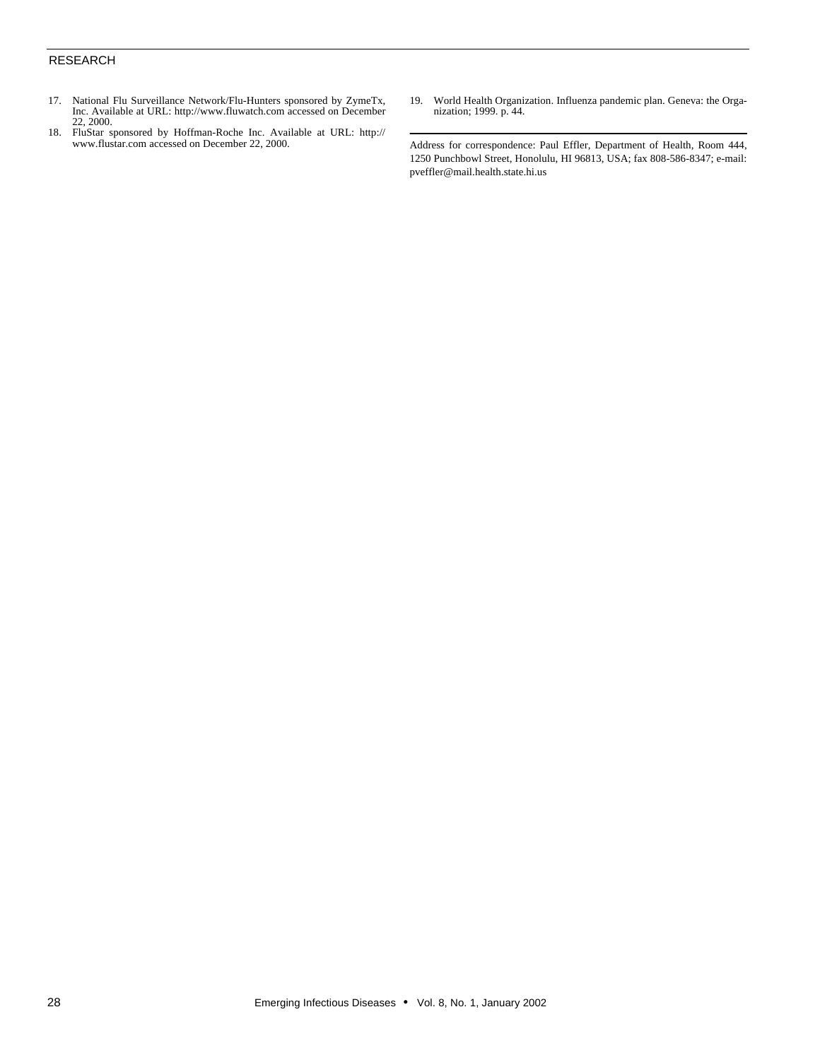17. National Flu Surveillance Network/Flu-Hunters sponsored by ZymeTx, Inc. Available at URL: http://www.fluwatch.com accessed on December 22, 2000.
18. FluStar sponsored by Hoffman-Roche Inc. Available at URL: http://www.flustar.com accessed on December 22, 2000.
19. World Health Organization. Influenza pandemic plan. Geneva: the Organization; 1999. p. 44.

---

Address for correspondence: Paul Effler, Department of Health, Room 444, 1250 Punchbowl Street, Honolulu, HI 96813, USA; fax 808-586-8347; e-mail: pveffler@mail.health.state.hi.us